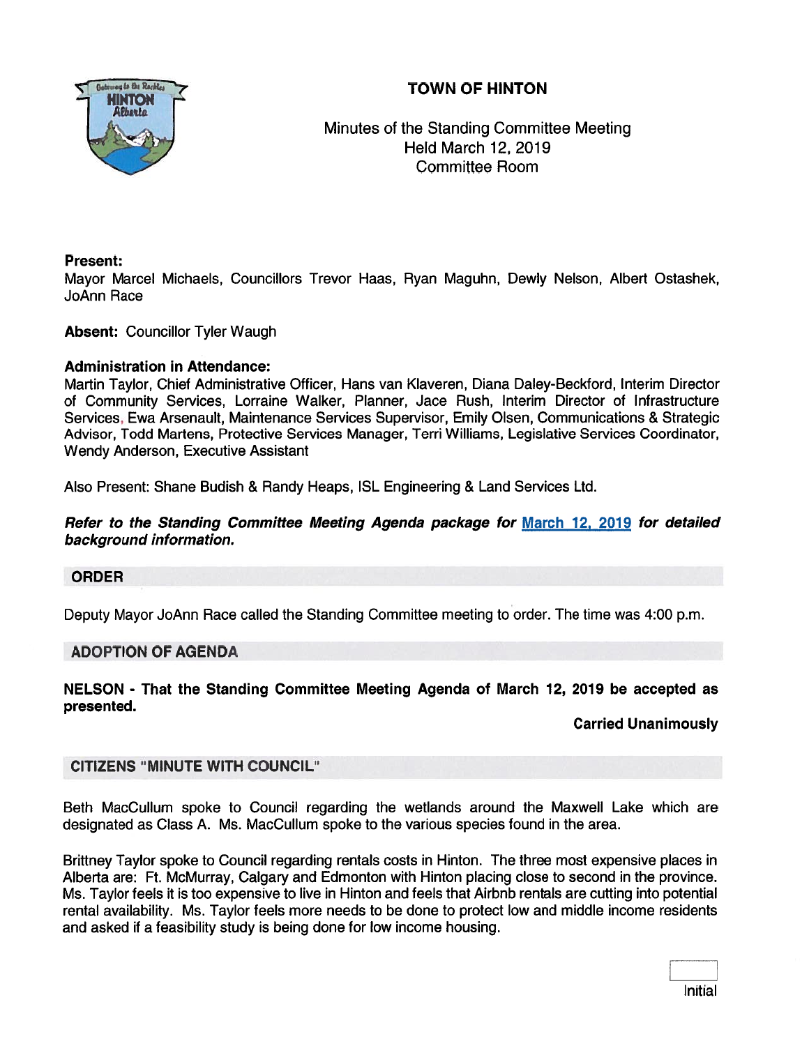# TOWN OF HINTON

Minutes of the Standing Committee Meeting
Held March 12, 2019
Committee Room

**Present:**
Mayor Marcel Michaels, Councillors Trevor Haas, Ryan Maguhn, Dewly Nelson, Albert Ostashek, JoAnn Race

**Absent:** Councillor Tyler Waugh

**Administration in Attendance:**
Martin Taylor, Chief Administrative Officer, Hans van Klaveren, Diana Daley-Beckford, Interim Director of Community Services, Lorraine Walker, Planner, Jace Rush, Interim Director of Infrastructure Services, Ewa Arsenault, Maintenance Services Supervisor, Emily Olsen, Communications & Strategic Advisor, Todd Martens, Protective Services Manager, Terri Williams, Legislative Services Coordinator, Wendy Anderson, Executive Assistant

Also Present: Shane Budish & Randy Heaps, ISL Engineering & Land Services Ltd.

***Refer to the Standing Committee Meeting Agenda package for*** [March 12, 2019](#) ***for detailed background information.***

## ORDER

Deputy Mayor JoAnn Race called the Standing Committee meeting to order. The time was 4:00 p.m.

## ADOPTION OF AGENDA

**NELSON - That the Standing Committee Meeting Agenda of March 12, 2019 be accepted as presented.**

**Carried Unanimously**

## CITIZENS "MINUTE WITH COUNCIL"

Beth MacCullum spoke to Council regarding the wetlands around the Maxwell Lake which are designated as Class A. Ms. MacCullum spoke to the various species found in the area.

Brittney Taylor spoke to Council regarding rentals costs in Hinton. The three most expensive places in Alberta are: Ft. McMurray, Calgary and Edmonton with Hinton placing close to second in the province. Ms. Taylor feels it is too expensive to live in Hinton and feels that Airbnb rentals are cutting into potential rental availability. Ms. Taylor feels more needs to be done to protect low and middle income residents and asked if a feasibility study is being done for low income housing.

Initial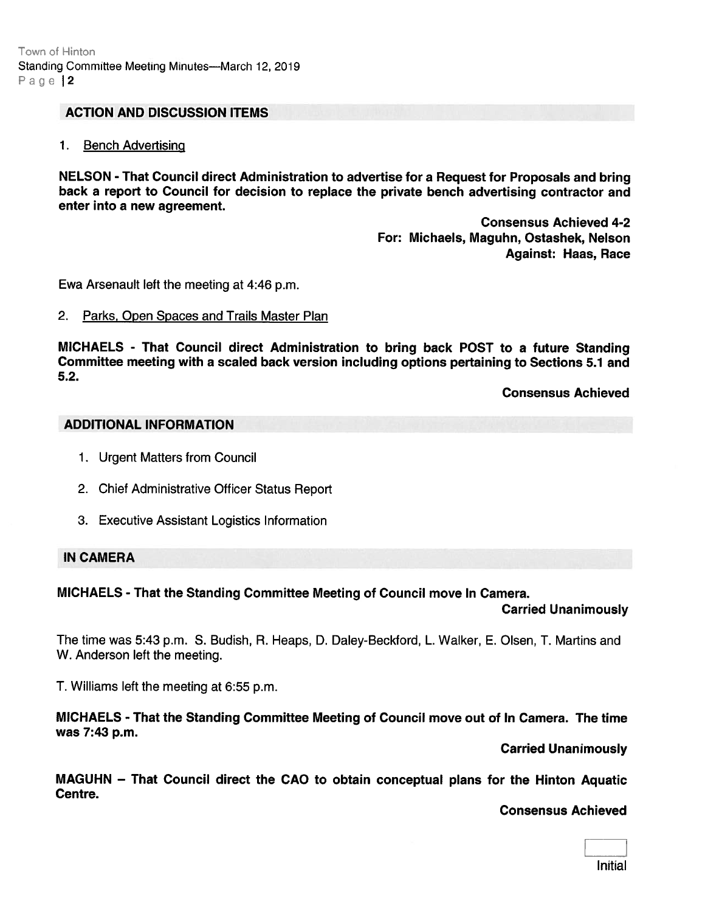## ACTION AND DISCUSSION ITEMS

1. Bench Advertising

**NELSON - That Council direct Administration to advertise for a Request for Proposals and bring back a report to Council for decision to replace the private bench advertising contractor and enter into a new agreement.**

**Consensus Achieved 4-2**
**For: Michaels, Maguhn, Ostashek, Nelson**
**Against: Haas, Race**

Ewa Arsenault left the meeting at 4:46 p.m.

2. Parks, Open Spaces and Trails Master Plan

**MICHAELS - That Council direct Administration to bring back POST to a future Standing Committee meeting with a scaled back version including options pertaining to Sections 5.1 and 5.2.**

**Consensus Achieved**

## ADDITIONAL INFORMATION

1. Urgent Matters from Council
2. Chief Administrative Officer Status Report
3. Executive Assistant Logistics Information

## IN CAMERA

**MICHAELS - That the Standing Committee Meeting of Council move In Camera.**

**Carried Unanimously**

The time was 5:43 p.m. S. Budish, R. Heaps, D. Daley-Beckford, L. Walker, E. Olsen, T. Martins and W. Anderson left the meeting.

T. Williams left the meeting at 6:55 p.m.

**MICHAELS - That the Standing Committee Meeting of Council move out of In Camera. The time was 7:43 p.m.**

**Carried Unanimously**

**MAGUHN – That Council direct the CAO to obtain conceptual plans for the Hinton Aquatic Centre.**

**Consensus Achieved**

Initial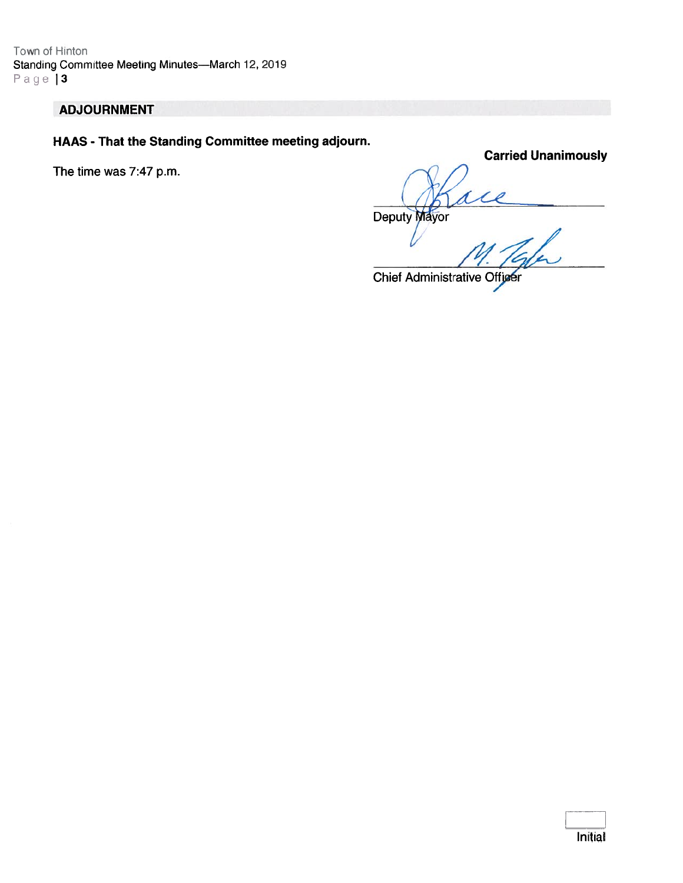## ADJOURNMENT

**HAAS - That the Standing Committee meeting adjourn.**

**Carried Unanimously**

The time was 7:47 p.m.

Deputy Mayor

Chief Administrative Officer

Initial